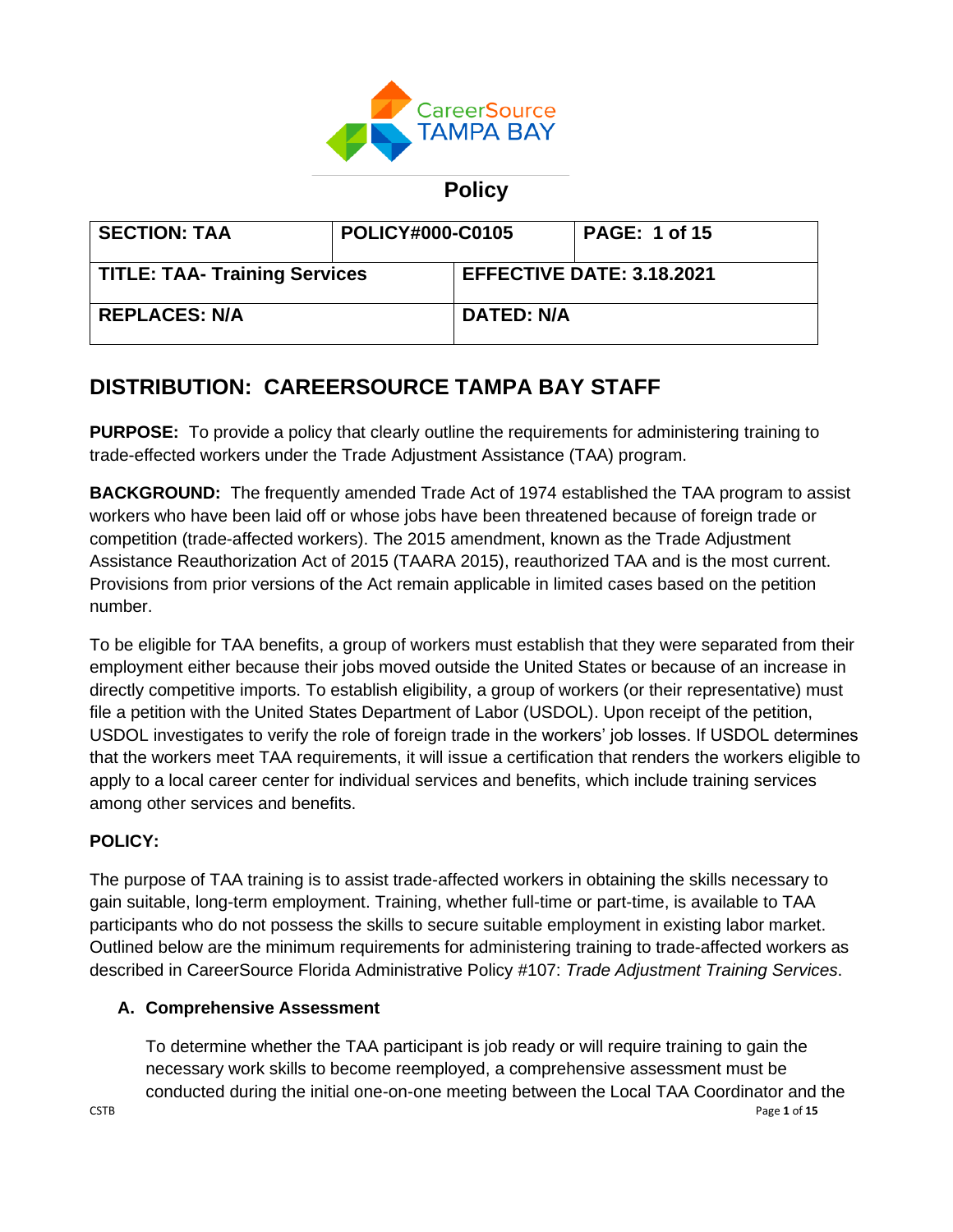CareerSource TAMPA BAY

# Policy

| SECTION: TAA | POLICY#000-C0105 | PAGE: 1 of 15 |
| --- | --- | --- |
| TITLE: TAA- Training Services | EFFECTIVE DATE: 3.18.2021 | |
| REPLACES: N/A | DATED: N/A | |

## DISTRIBUTION: CAREERSOURCE TAMPA BAY STAFF

**PURPOSE:** To provide a policy that clearly outline the requirements for administering training to trade-effected workers under the Trade Adjustment Assistance (TAA) program.

**BACKGROUND:** The frequently amended Trade Act of 1974 established the TAA program to assist workers who have been laid off or whose jobs have been threatened because of foreign trade or competition (trade-affected workers). The 2015 amendment, known as the Trade Adjustment Assistance Reauthorization Act of 2015 (TAARA 2015), reauthorized TAA and is the most current. Provisions from prior versions of the Act remain applicable in limited cases based on the petition number.

To be eligible for TAA benefits, a group of workers must establish that they were separated from their employment either because their jobs moved outside the United States or because of an increase in directly competitive imports. To establish eligibility, a group of workers (or their representative) must file a petition with the United States Department of Labor (USDOL). Upon receipt of the petition, USDOL investigates to verify the role of foreign trade in the workers' job losses. If USDOL determines that the workers meet TAA requirements, it will issue a certification that renders the workers eligible to apply to a local career center for individual services and benefits, which include training services among other services and benefits.

**POLICY:**

The purpose of TAA training is to assist trade-affected workers in obtaining the skills necessary to gain suitable, long-term employment. Training, whether full-time or part-time, is available to TAA participants who do not possess the skills to secure suitable employment in existing labor market. Outlined below are the minimum requirements for administering training to trade-affected workers as described in CareerSource Florida Administrative Policy #107: *Trade Adjustment Training Services*.

### A. Comprehensive Assessment

To determine whether the TAA participant is job ready or will require training to gain the necessary work skills to become reemployed, a comprehensive assessment must be conducted during the initial one-on-one meeting between the Local TAA Coordinator and the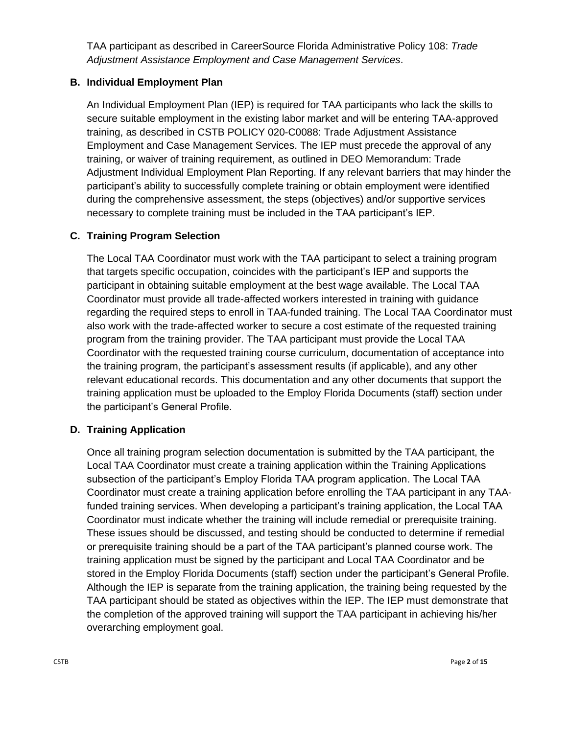TAA participant as described in CareerSource Florida Administrative Policy 108: *Trade Adjustment Assistance Employment and Case Management Services*.

### B. Individual Employment Plan

An Individual Employment Plan (IEP) is required for TAA participants who lack the skills to secure suitable employment in the existing labor market and will be entering TAA-approved training, as described in CSTB POLICY 020-C0088: Trade Adjustment Assistance Employment and Case Management Services. The IEP must precede the approval of any training, or waiver of training requirement, as outlined in DEO Memorandum: Trade Adjustment Individual Employment Plan Reporting. If any relevant barriers that may hinder the participant's ability to successfully complete training or obtain employment were identified during the comprehensive assessment, the steps (objectives) and/or supportive services necessary to complete training must be included in the TAA participant's IEP.

### C. Training Program Selection

The Local TAA Coordinator must work with the TAA participant to select a training program that targets specific occupation, coincides with the participant's IEP and supports the participant in obtaining suitable employment at the best wage available. The Local TAA Coordinator must provide all trade-affected workers interested in training with guidance regarding the required steps to enroll in TAA-funded training. The Local TAA Coordinator must also work with the trade-affected worker to secure a cost estimate of the requested training program from the training provider. The TAA participant must provide the Local TAA Coordinator with the requested training course curriculum, documentation of acceptance into the training program, the participant's assessment results (if applicable), and any other relevant educational records. This documentation and any other documents that support the training application must be uploaded to the Employ Florida Documents (staff) section under the participant's General Profile.

### D. Training Application

Once all training program selection documentation is submitted by the TAA participant, the Local TAA Coordinator must create a training application within the Training Applications subsection of the participant's Employ Florida TAA program application. The Local TAA Coordinator must create a training application before enrolling the TAA participant in any TAA-funded training services. When developing a participant's training application, the Local TAA Coordinator must indicate whether the training will include remedial or prerequisite training. These issues should be discussed, and testing should be conducted to determine if remedial or prerequisite training should be a part of the TAA participant's planned course work. The training application must be signed by the participant and Local TAA Coordinator and be stored in the Employ Florida Documents (staff) section under the participant's General Profile. Although the IEP is separate from the training application, the training being requested by the TAA participant should be stated as objectives within the IEP. The IEP must demonstrate that the completion of the approved training will support the TAA participant in achieving his/her overarching employment goal.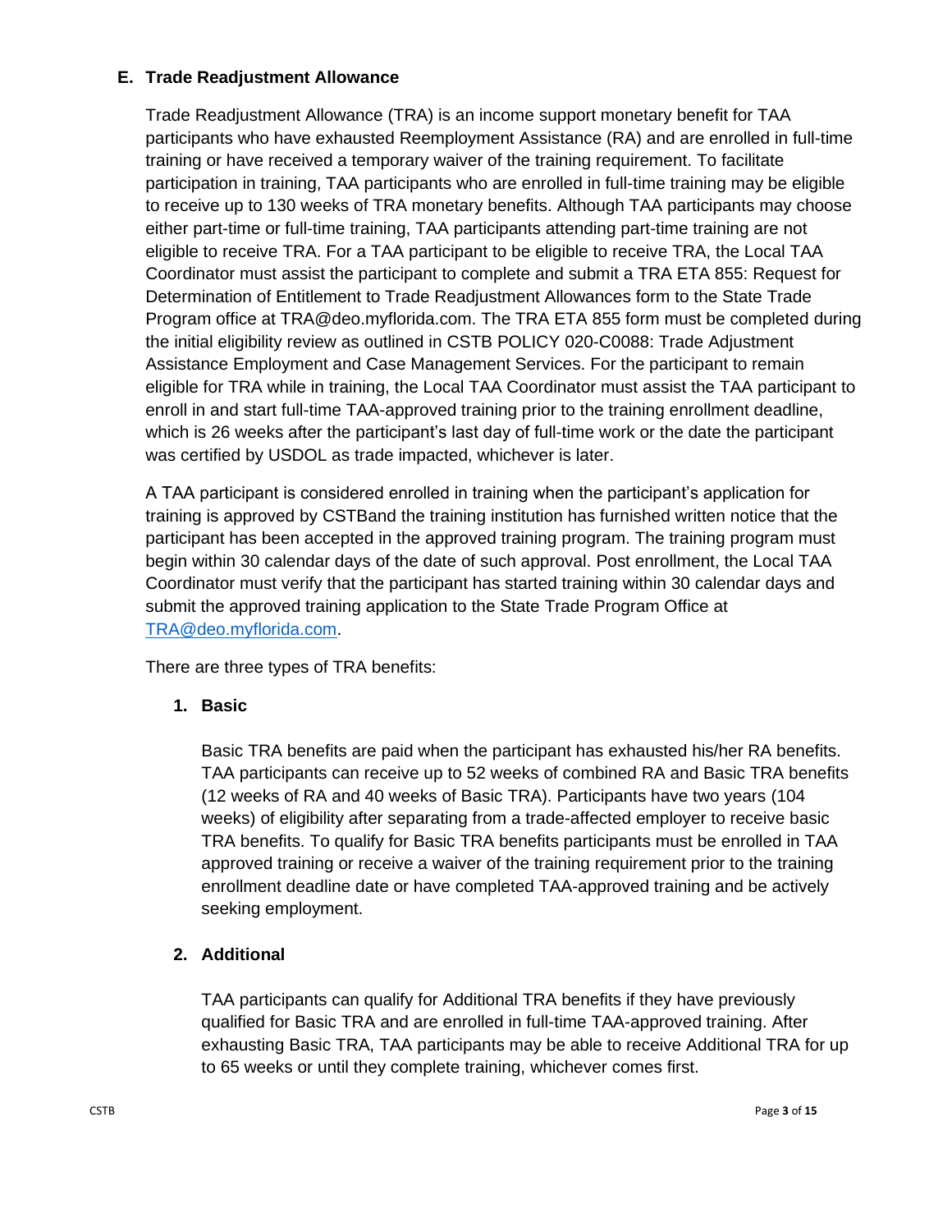### E. Trade Readjustment Allowance

Trade Readjustment Allowance (TRA) is an income support monetary benefit for TAA participants who have exhausted Reemployment Assistance (RA) and are enrolled in full-time training or have received a temporary waiver of the training requirement. To facilitate participation in training, TAA participants who are enrolled in full-time training may be eligible to receive up to 130 weeks of TRA monetary benefits. Although TAA participants may choose either part-time or full-time training, TAA participants attending part-time training are not eligible to receive TRA. For a TAA participant to be eligible to receive TRA, the Local TAA Coordinator must assist the participant to complete and submit a TRA ETA 855: Request for Determination of Entitlement to Trade Readjustment Allowances form to the State Trade Program office at TRA@deo.myflorida.com. The TRA ETA 855 form must be completed during the initial eligibility review as outlined in CSTB POLICY 020-C0088: Trade Adjustment Assistance Employment and Case Management Services. For the participant to remain eligible for TRA while in training, the Local TAA Coordinator must assist the TAA participant to enroll in and start full-time TAA-approved training prior to the training enrollment deadline, which is 26 weeks after the participant's last day of full-time work or the date the participant was certified by USDOL as trade impacted, whichever is later.

A TAA participant is considered enrolled in training when the participant's application for training is approved by CSTBand the training institution has furnished written notice that the participant has been accepted in the approved training program. The training program must begin within 30 calendar days of the date of such approval. Post enrollment, the Local TAA Coordinator must verify that the participant has started training within 30 calendar days and submit the approved training application to the State Trade Program Office at TRA@deo.myflorida.com.

There are three types of TRA benefits:

1. **Basic**

   Basic TRA benefits are paid when the participant has exhausted his/her RA benefits. TAA participants can receive up to 52 weeks of combined RA and Basic TRA benefits (12 weeks of RA and 40 weeks of Basic TRA). Participants have two years (104 weeks) of eligibility after separating from a trade-affected employer to receive basic TRA benefits. To qualify for Basic TRA benefits participants must be enrolled in TAA approved training or receive a waiver of the training requirement prior to the training enrollment deadline date or have completed TAA-approved training and be actively seeking employment.

2. **Additional**

   TAA participants can qualify for Additional TRA benefits if they have previously qualified for Basic TRA and are enrolled in full-time TAA-approved training. After exhausting Basic TRA, TAA participants may be able to receive Additional TRA for up to 65 weeks or until they complete training, whichever comes first.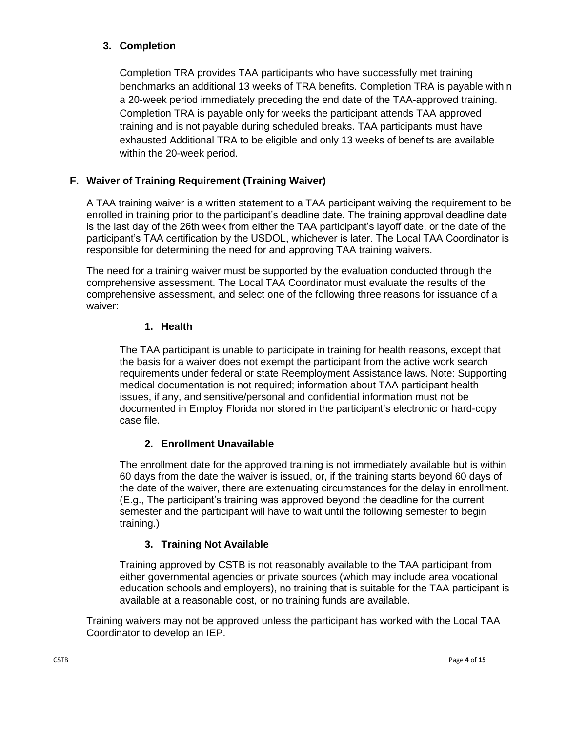### 3. Completion

Completion TRA provides TAA participants who have successfully met training benchmarks an additional 13 weeks of TRA benefits. Completion TRA is payable within a 20-week period immediately preceding the end date of the TAA-approved training. Completion TRA is payable only for weeks the participant attends TAA approved training and is not payable during scheduled breaks. TAA participants must have exhausted Additional TRA to be eligible and only 13 weeks of benefits are available within the 20-week period.

## F. Waiver of Training Requirement (Training Waiver)

A TAA training waiver is a written statement to a TAA participant waiving the requirement to be enrolled in training prior to the participant's deadline date. The training approval deadline date is the last day of the 26th week from either the TAA participant's layoff date, or the date of the participant's TAA certification by the USDOL, whichever is later. The Local TAA Coordinator is responsible for determining the need for and approving TAA training waivers.

The need for a training waiver must be supported by the evaluation conducted through the comprehensive assessment. The Local TAA Coordinator must evaluate the results of the comprehensive assessment, and select one of the following three reasons for issuance of a waiver:

### 1. Health

The TAA participant is unable to participate in training for health reasons, except that the basis for a waiver does not exempt the participant from the active work search requirements under federal or state Reemployment Assistance laws. Note: Supporting medical documentation is not required; information about TAA participant health issues, if any, and sensitive/personal and confidential information must not be documented in Employ Florida nor stored in the participant's electronic or hard-copy case file.

### 2. Enrollment Unavailable

The enrollment date for the approved training is not immediately available but is within 60 days from the date the waiver is issued, or, if the training starts beyond 60 days of the date of the waiver, there are extenuating circumstances for the delay in enrollment. (E.g., The participant's training was approved beyond the deadline for the current semester and the participant will have to wait until the following semester to begin training.)

### 3. Training Not Available

Training approved by CSTB is not reasonably available to the TAA participant from either governmental agencies or private sources (which may include area vocational education schools and employers), no training that is suitable for the TAA participant is available at a reasonable cost, or no training funds are available.

Training waivers may not be approved unless the participant has worked with the Local TAA Coordinator to develop an IEP.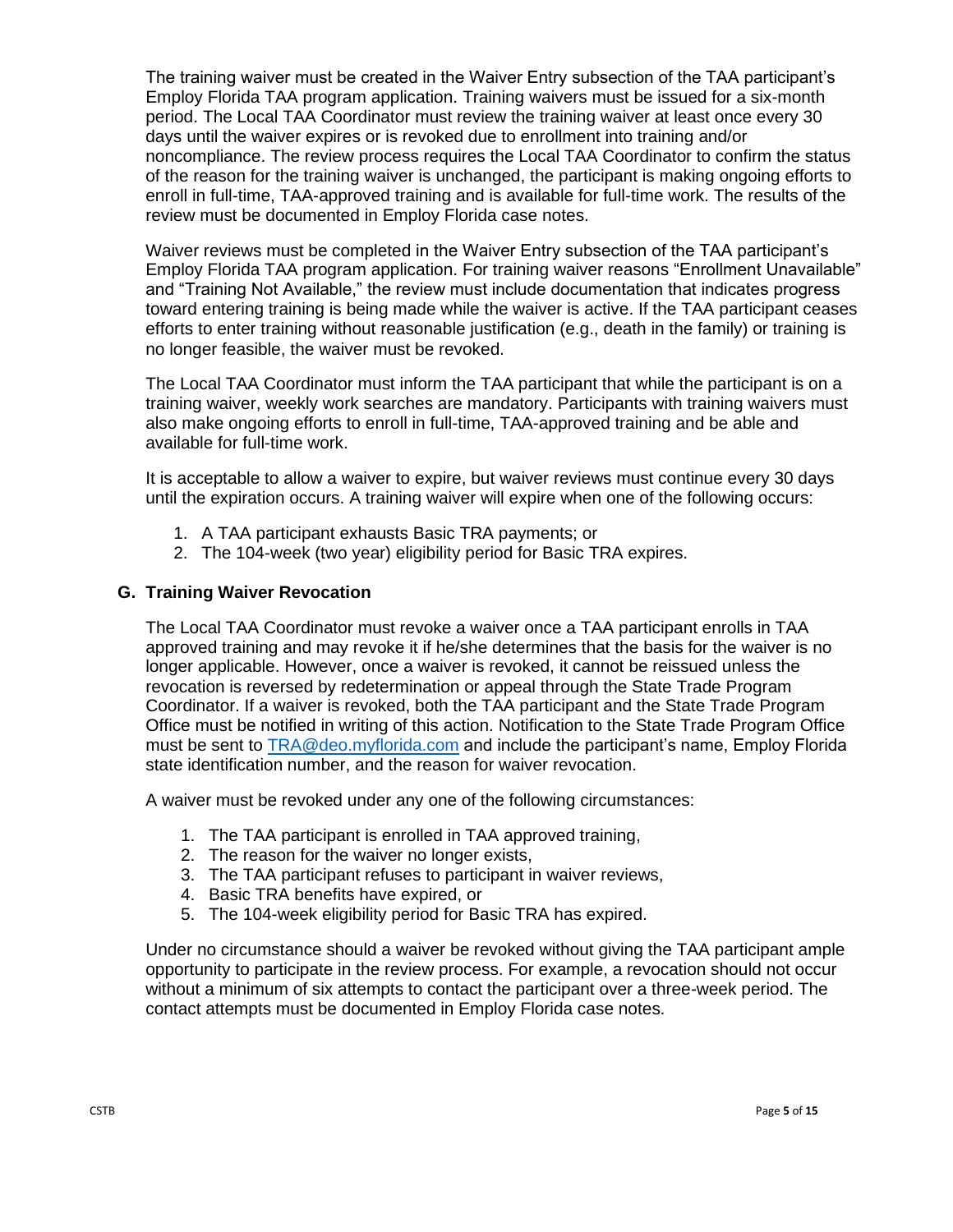The training waiver must be created in the Waiver Entry subsection of the TAA participant's Employ Florida TAA program application. Training waivers must be issued for a six-month period. The Local TAA Coordinator must review the training waiver at least once every 30 days until the waiver expires or is revoked due to enrollment into training and/or noncompliance. The review process requires the Local TAA Coordinator to confirm the status of the reason for the training waiver is unchanged, the participant is making ongoing efforts to enroll in full-time, TAA-approved training and is available for full-time work. The results of the review must be documented in Employ Florida case notes.

Waiver reviews must be completed in the Waiver Entry subsection of the TAA participant's Employ Florida TAA program application. For training waiver reasons "Enrollment Unavailable" and "Training Not Available," the review must include documentation that indicates progress toward entering training is being made while the waiver is active. If the TAA participant ceases efforts to enter training without reasonable justification (e.g., death in the family) or training is no longer feasible, the waiver must be revoked.

The Local TAA Coordinator must inform the TAA participant that while the participant is on a training waiver, weekly work searches are mandatory. Participants with training waivers must also make ongoing efforts to enroll in full-time, TAA-approved training and be able and available for full-time work.

It is acceptable to allow a waiver to expire, but waiver reviews must continue every 30 days until the expiration occurs. A training waiver will expire when one of the following occurs:

1. A TAA participant exhausts Basic TRA payments; or
2. The 104-week (two year) eligibility period for Basic TRA expires.

### G. Training Waiver Revocation

The Local TAA Coordinator must revoke a waiver once a TAA participant enrolls in TAA approved training and may revoke it if he/she determines that the basis for the waiver is no longer applicable. However, once a waiver is revoked, it cannot be reissued unless the revocation is reversed by redetermination or appeal through the State Trade Program Coordinator. If a waiver is revoked, both the TAA participant and the State Trade Program Office must be notified in writing of this action. Notification to the State Trade Program Office must be sent to TRA@deo.myflorida.com and include the participant's name, Employ Florida state identification number, and the reason for waiver revocation.

A waiver must be revoked under any one of the following circumstances:

1. The TAA participant is enrolled in TAA approved training,
2. The reason for the waiver no longer exists,
3. The TAA participant refuses to participant in waiver reviews,
4. Basic TRA benefits have expired, or
5. The 104-week eligibility period for Basic TRA has expired.

Under no circumstance should a waiver be revoked without giving the TAA participant ample opportunity to participate in the review process. For example, a revocation should not occur without a minimum of six attempts to contact the participant over a three-week period. The contact attempts must be documented in Employ Florida case notes.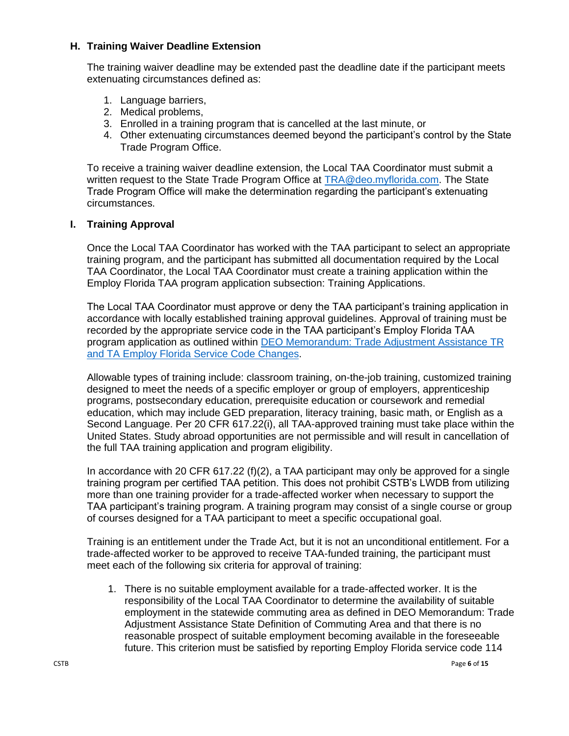### H. Training Waiver Deadline Extension

The training waiver deadline may be extended past the deadline date if the participant meets extenuating circumstances defined as:

1. Language barriers,
2. Medical problems,
3. Enrolled in a training program that is cancelled at the last minute, or
4. Other extenuating circumstances deemed beyond the participant's control by the State Trade Program Office.

To receive a training waiver deadline extension, the Local TAA Coordinator must submit a written request to the State Trade Program Office at [TRA@deo.myflorida.com](mailto:TRA@deo.myflorida.com). The State Trade Program Office will make the determination regarding the participant's extenuating circumstances.

### I. Training Approval

Once the Local TAA Coordinator has worked with the TAA participant to select an appropriate training program, and the participant has submitted all documentation required by the Local TAA Coordinator, the Local TAA Coordinator must create a training application within the Employ Florida TAA program application subsection: Training Applications.

The Local TAA Coordinator must approve or deny the TAA participant's training application in accordance with locally established training approval guidelines. Approval of training must be recorded by the appropriate service code in the TAA participant's Employ Florida TAA program application as outlined within DEO Memorandum: Trade Adjustment Assistance TR and TA Employ Florida Service Code Changes.

Allowable types of training include: classroom training, on-the-job training, customized training designed to meet the needs of a specific employer or group of employers, apprenticeship programs, postsecondary education, prerequisite education or coursework and remedial education, which may include GED preparation, literacy training, basic math, or English as a Second Language. Per 20 CFR 617.22(i), all TAA-approved training must take place within the United States. Study abroad opportunities are not permissible and will result in cancellation of the full TAA training application and program eligibility.

In accordance with 20 CFR 617.22 (f)(2), a TAA participant may only be approved for a single training program per certified TAA petition. This does not prohibit CSTB's LWDB from utilizing more than one training provider for a trade-affected worker when necessary to support the TAA participant's training program. A training program may consist of a single course or group of courses designed for a TAA participant to meet a specific occupational goal.

Training is an entitlement under the Trade Act, but it is not an unconditional entitlement. For a trade-affected worker to be approved to receive TAA-funded training, the participant must meet each of the following six criteria for approval of training:

1. There is no suitable employment available for a trade-affected worker. It is the responsibility of the Local TAA Coordinator to determine the availability of suitable employment in the statewide commuting area as defined in DEO Memorandum: Trade Adjustment Assistance State Definition of Commuting Area and that there is no reasonable prospect of suitable employment becoming available in the foreseeable future. This criterion must be satisfied by reporting Employ Florida service code 114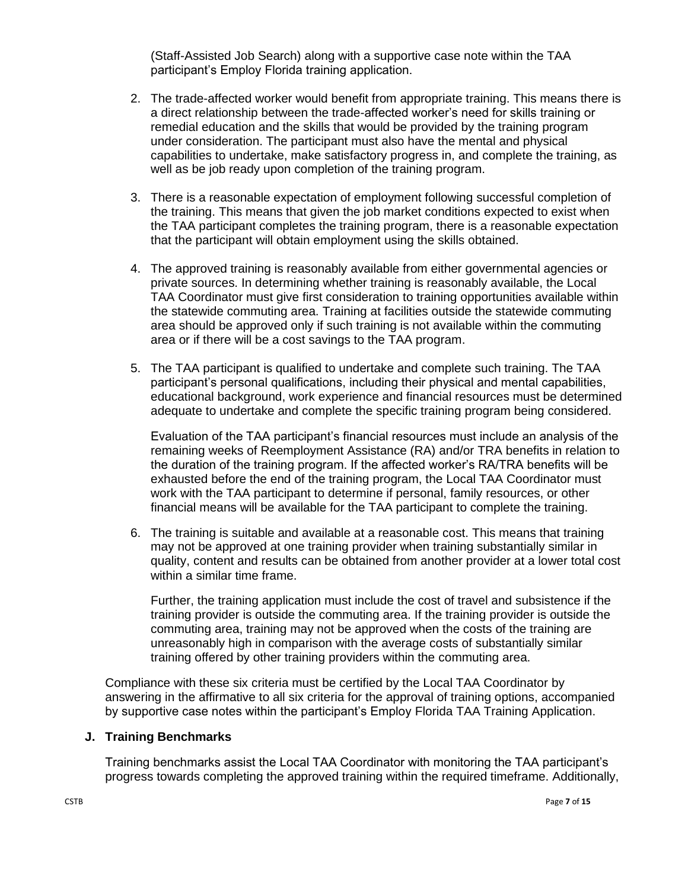(Staff-Assisted Job Search) along with a supportive case note within the TAA participant's Employ Florida training application.

2. The trade-affected worker would benefit from appropriate training. This means there is a direct relationship between the trade-affected worker's need for skills training or remedial education and the skills that would be provided by the training program under consideration. The participant must also have the mental and physical capabilities to undertake, make satisfactory progress in, and complete the training, as well as be job ready upon completion of the training program.

3. There is a reasonable expectation of employment following successful completion of the training. This means that given the job market conditions expected to exist when the TAA participant completes the training program, there is a reasonable expectation that the participant will obtain employment using the skills obtained.

4. The approved training is reasonably available from either governmental agencies or private sources. In determining whether training is reasonably available, the Local TAA Coordinator must give first consideration to training opportunities available within the statewide commuting area. Training at facilities outside the statewide commuting area should be approved only if such training is not available within the commuting area or if there will be a cost savings to the TAA program.

5. The TAA participant is qualified to undertake and complete such training. The TAA participant's personal qualifications, including their physical and mental capabilities, educational background, work experience and financial resources must be determined adequate to undertake and complete the specific training program being considered.

   Evaluation of the TAA participant's financial resources must include an analysis of the remaining weeks of Reemployment Assistance (RA) and/or TRA benefits in relation to the duration of the training program. If the affected worker's RA/TRA benefits will be exhausted before the end of the training program, the Local TAA Coordinator must work with the TAA participant to determine if personal, family resources, or other financial means will be available for the TAA participant to complete the training.

6. The training is suitable and available at a reasonable cost. This means that training may not be approved at one training provider when training substantially similar in quality, content and results can be obtained from another provider at a lower total cost within a similar time frame.

   Further, the training application must include the cost of travel and subsistence if the training provider is outside the commuting area. If the training provider is outside the commuting area, training may not be approved when the costs of the training are unreasonably high in comparison with the average costs of substantially similar training offered by other training providers within the commuting area.

Compliance with these six criteria must be certified by the Local TAA Coordinator by answering in the affirmative to all six criteria for the approval of training options, accompanied by supportive case notes within the participant's Employ Florida TAA Training Application.

### J. Training Benchmarks

Training benchmarks assist the Local TAA Coordinator with monitoring the TAA participant's progress towards completing the approved training within the required timeframe. Additionally,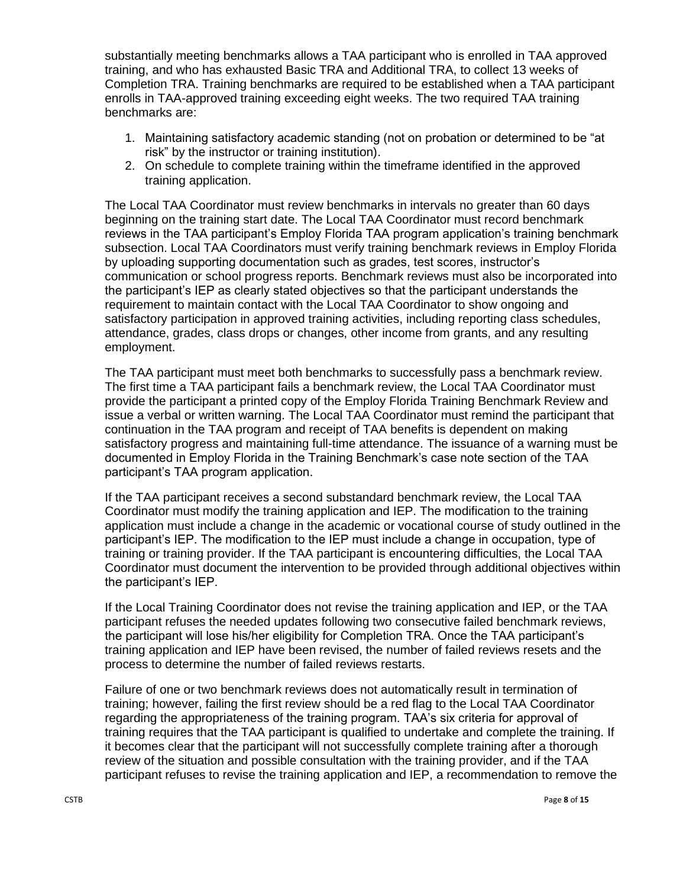substantially meeting benchmarks allows a TAA participant who is enrolled in TAA approved training, and who has exhausted Basic TRA and Additional TRA, to collect 13 weeks of Completion TRA. Training benchmarks are required to be established when a TAA participant enrolls in TAA-approved training exceeding eight weeks. The two required TAA training benchmarks are:

1. Maintaining satisfactory academic standing (not on probation or determined to be "at risk" by the instructor or training institution).
2. On schedule to complete training within the timeframe identified in the approved training application.

The Local TAA Coordinator must review benchmarks in intervals no greater than 60 days beginning on the training start date. The Local TAA Coordinator must record benchmark reviews in the TAA participant's Employ Florida TAA program application's training benchmark subsection. Local TAA Coordinators must verify training benchmark reviews in Employ Florida by uploading supporting documentation such as grades, test scores, instructor's communication or school progress reports. Benchmark reviews must also be incorporated into the participant's IEP as clearly stated objectives so that the participant understands the requirement to maintain contact with the Local TAA Coordinator to show ongoing and satisfactory participation in approved training activities, including reporting class schedules, attendance, grades, class drops or changes, other income from grants, and any resulting employment.

The TAA participant must meet both benchmarks to successfully pass a benchmark review. The first time a TAA participant fails a benchmark review, the Local TAA Coordinator must provide the participant a printed copy of the Employ Florida Training Benchmark Review and issue a verbal or written warning. The Local TAA Coordinator must remind the participant that continuation in the TAA program and receipt of TAA benefits is dependent on making satisfactory progress and maintaining full-time attendance. The issuance of a warning must be documented in Employ Florida in the Training Benchmark's case note section of the TAA participant's TAA program application.

If the TAA participant receives a second substandard benchmark review, the Local TAA Coordinator must modify the training application and IEP. The modification to the training application must include a change in the academic or vocational course of study outlined in the participant's IEP. The modification to the IEP must include a change in occupation, type of training or training provider. If the TAA participant is encountering difficulties, the Local TAA Coordinator must document the intervention to be provided through additional objectives within the participant's IEP.

If the Local Training Coordinator does not revise the training application and IEP, or the TAA participant refuses the needed updates following two consecutive failed benchmark reviews, the participant will lose his/her eligibility for Completion TRA. Once the TAA participant's training application and IEP have been revised, the number of failed reviews resets and the process to determine the number of failed reviews restarts.

Failure of one or two benchmark reviews does not automatically result in termination of training; however, failing the first review should be a red flag to the Local TAA Coordinator regarding the appropriateness of the training program. TAA's six criteria for approval of training requires that the TAA participant is qualified to undertake and complete the training. If it becomes clear that the participant will not successfully complete training after a thorough review of the situation and possible consultation with the training provider, and if the TAA participant refuses to revise the training application and IEP, a recommendation to remove the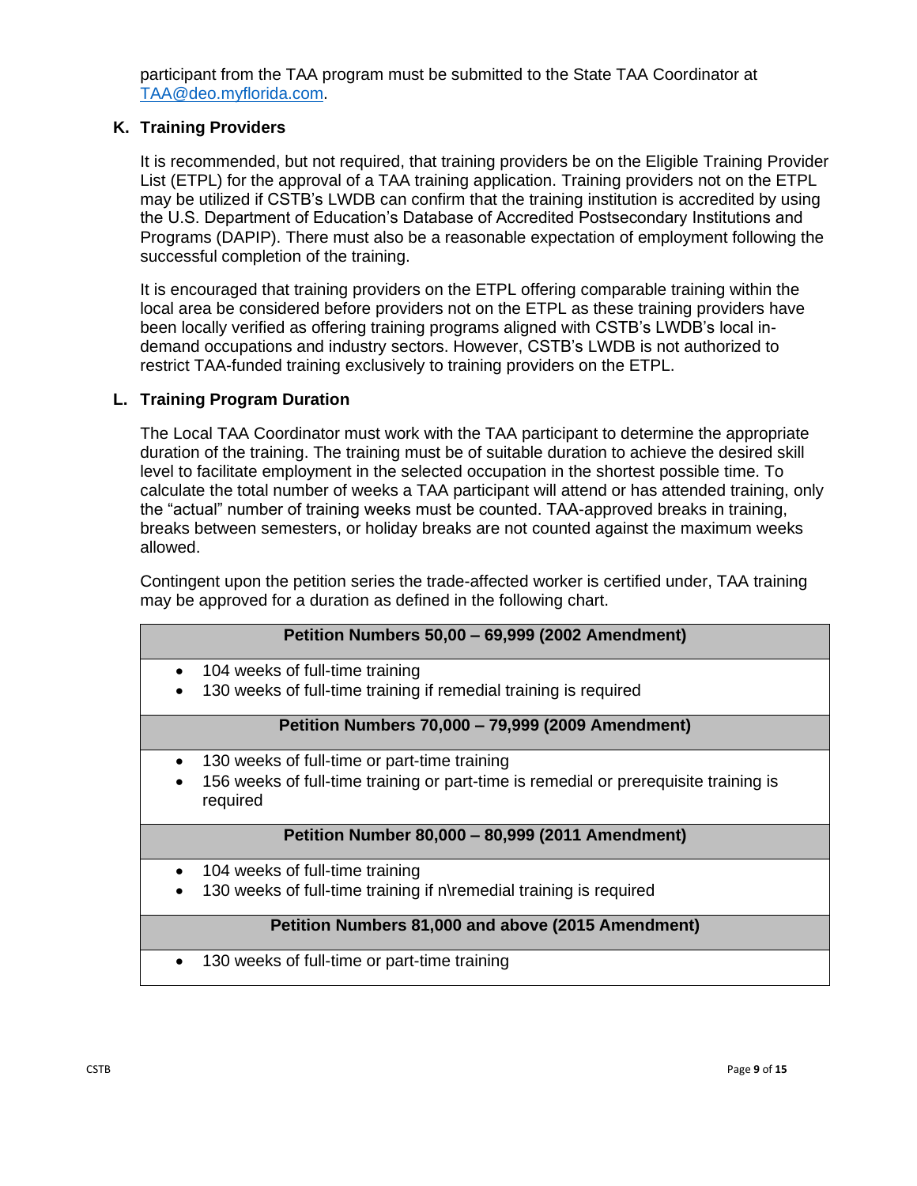participant from the TAA program must be submitted to the State TAA Coordinator at TAA@deo.myflorida.com.

### K. Training Providers

It is recommended, but not required, that training providers be on the Eligible Training Provider List (ETPL) for the approval of a TAA training application. Training providers not on the ETPL may be utilized if CSTB's LWDB can confirm that the training institution is accredited by using the U.S. Department of Education's Database of Accredited Postsecondary Institutions and Programs (DAPIP). There must also be a reasonable expectation of employment following the successful completion of the training.

It is encouraged that training providers on the ETPL offering comparable training within the local area be considered before providers not on the ETPL as these training providers have been locally verified as offering training programs aligned with CSTB's LWDB's local in-demand occupations and industry sectors. However, CSTB's LWDB is not authorized to restrict TAA-funded training exclusively to training providers on the ETPL.

### L. Training Program Duration

The Local TAA Coordinator must work with the TAA participant to determine the appropriate duration of the training. The training must be of suitable duration to achieve the desired skill level to facilitate employment in the selected occupation in the shortest possible time. To calculate the total number of weeks a TAA participant will attend or has attended training, only the "actual" number of training weeks must be counted. TAA-approved breaks in training, breaks between semesters, or holiday breaks are not counted against the maximum weeks allowed.

Contingent upon the petition series the trade-affected worker is certified under, TAA training may be approved for a duration as defined in the following chart.

| Petition Numbers 50,00 – 69,999 (2002 Amendment) |
|---|
| • 104 weeks of full-time training<br>• 130 weeks of full-time training if remedial training is required |
| **Petition Numbers 70,000 – 79,999 (2009 Amendment)** |
| • 130 weeks of full-time or part-time training<br>• 156 weeks of full-time training or part-time is remedial or prerequisite training is required |
| **Petition Number 80,000 – 80,999 (2011 Amendment)** |
| • 104 weeks of full-time training<br>• 130 weeks of full-time training if n\remedial training is required |
| **Petition Numbers 81,000 and above (2015 Amendment)** |
| • 130 weeks of full-time or part-time training |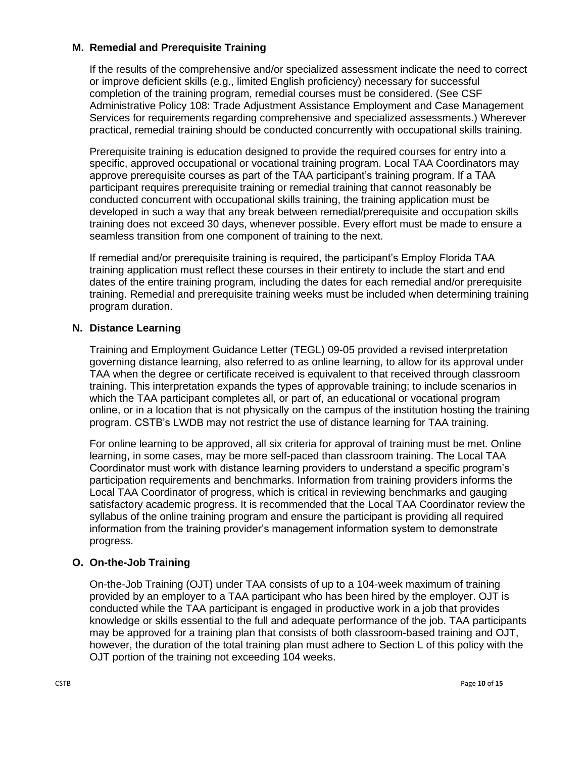### M. Remedial and Prerequisite Training

If the results of the comprehensive and/or specialized assessment indicate the need to correct or improve deficient skills (e.g., limited English proficiency) necessary for successful completion of the training program, remedial courses must be considered. (See CSF Administrative Policy 108: Trade Adjustment Assistance Employment and Case Management Services for requirements regarding comprehensive and specialized assessments.) Wherever practical, remedial training should be conducted concurrently with occupational skills training.

Prerequisite training is education designed to provide the required courses for entry into a specific, approved occupational or vocational training program. Local TAA Coordinators may approve prerequisite courses as part of the TAA participant's training program. If a TAA participant requires prerequisite training or remedial training that cannot reasonably be conducted concurrent with occupational skills training, the training application must be developed in such a way that any break between remedial/prerequisite and occupation skills training does not exceed 30 days, whenever possible. Every effort must be made to ensure a seamless transition from one component of training to the next.

If remedial and/or prerequisite training is required, the participant's Employ Florida TAA training application must reflect these courses in their entirety to include the start and end dates of the entire training program, including the dates for each remedial and/or prerequisite training. Remedial and prerequisite training weeks must be included when determining training program duration.

### N. Distance Learning

Training and Employment Guidance Letter (TEGL) 09-05 provided a revised interpretation governing distance learning, also referred to as online learning, to allow for its approval under TAA when the degree or certificate received is equivalent to that received through classroom training. This interpretation expands the types of approvable training; to include scenarios in which the TAA participant completes all, or part of, an educational or vocational program online, or in a location that is not physically on the campus of the institution hosting the training program. CSTB's LWDB may not restrict the use of distance learning for TAA training.

For online learning to be approved, all six criteria for approval of training must be met. Online learning, in some cases, may be more self-paced than classroom training. The Local TAA Coordinator must work with distance learning providers to understand a specific program's participation requirements and benchmarks. Information from training providers informs the Local TAA Coordinator of progress, which is critical in reviewing benchmarks and gauging satisfactory academic progress. It is recommended that the Local TAA Coordinator review the syllabus of the online training program and ensure the participant is providing all required information from the training provider's management information system to demonstrate progress.

### O. On-the-Job Training

On-the-Job Training (OJT) under TAA consists of up to a 104-week maximum of training provided by an employer to a TAA participant who has been hired by the employer. OJT is conducted while the TAA participant is engaged in productive work in a job that provides knowledge or skills essential to the full and adequate performance of the job. TAA participants may be approved for a training plan that consists of both classroom-based training and OJT, however, the duration of the total training plan must adhere to Section L of this policy with the OJT portion of the training not exceeding 104 weeks.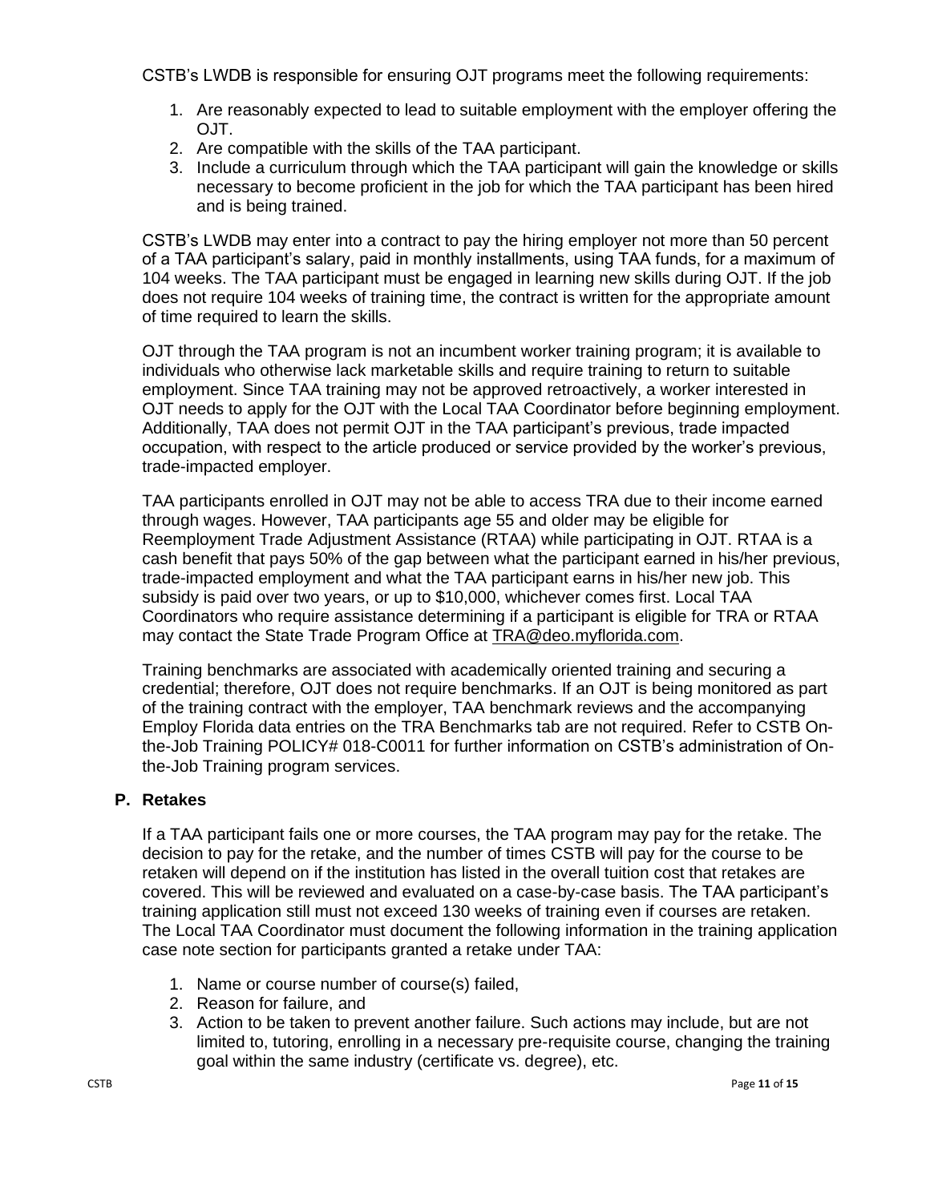CSTB's LWDB is responsible for ensuring OJT programs meet the following requirements:

1. Are reasonably expected to lead to suitable employment with the employer offering the OJT.
2. Are compatible with the skills of the TAA participant.
3. Include a curriculum through which the TAA participant will gain the knowledge or skills necessary to become proficient in the job for which the TAA participant has been hired and is being trained.

CSTB's LWDB may enter into a contract to pay the hiring employer not more than 50 percent of a TAA participant's salary, paid in monthly installments, using TAA funds, for a maximum of 104 weeks. The TAA participant must be engaged in learning new skills during OJT. If the job does not require 104 weeks of training time, the contract is written for the appropriate amount of time required to learn the skills.

OJT through the TAA program is not an incumbent worker training program; it is available to individuals who otherwise lack marketable skills and require training to return to suitable employment. Since TAA training may not be approved retroactively, a worker interested in OJT needs to apply for the OJT with the Local TAA Coordinator before beginning employment. Additionally, TAA does not permit OJT in the TAA participant's previous, trade impacted occupation, with respect to the article produced or service provided by the worker's previous, trade-impacted employer.

TAA participants enrolled in OJT may not be able to access TRA due to their income earned through wages. However, TAA participants age 55 and older may be eligible for Reemployment Trade Adjustment Assistance (RTAA) while participating in OJT. RTAA is a cash benefit that pays 50% of the gap between what the participant earned in his/her previous, trade-impacted employment and what the TAA participant earns in his/her new job. This subsidy is paid over two years, or up to $10,000, whichever comes first. Local TAA Coordinators who require assistance determining if a participant is eligible for TRA or RTAA may contact the State Trade Program Office at TRA@deo.myflorida.com.

Training benchmarks are associated with academically oriented training and securing a credential; therefore, OJT does not require benchmarks. If an OJT is being monitored as part of the training contract with the employer, TAA benchmark reviews and the accompanying Employ Florida data entries on the TRA Benchmarks tab are not required. Refer to CSTB On-the-Job Training POLICY# 018-C0011 for further information on CSTB's administration of On-the-Job Training program services.

### P. Retakes

If a TAA participant fails one or more courses, the TAA program may pay for the retake. The decision to pay for the retake, and the number of times CSTB will pay for the course to be retaken will depend on if the institution has listed in the overall tuition cost that retakes are covered. This will be reviewed and evaluated on a case-by-case basis. The TAA participant's training application still must not exceed 130 weeks of training even if courses are retaken. The Local TAA Coordinator must document the following information in the training application case note section for participants granted a retake under TAA:

1. Name or course number of course(s) failed,
2. Reason for failure, and
3. Action to be taken to prevent another failure. Such actions may include, but are not limited to, tutoring, enrolling in a necessary pre-requisite course, changing the training goal within the same industry (certificate vs. degree), etc.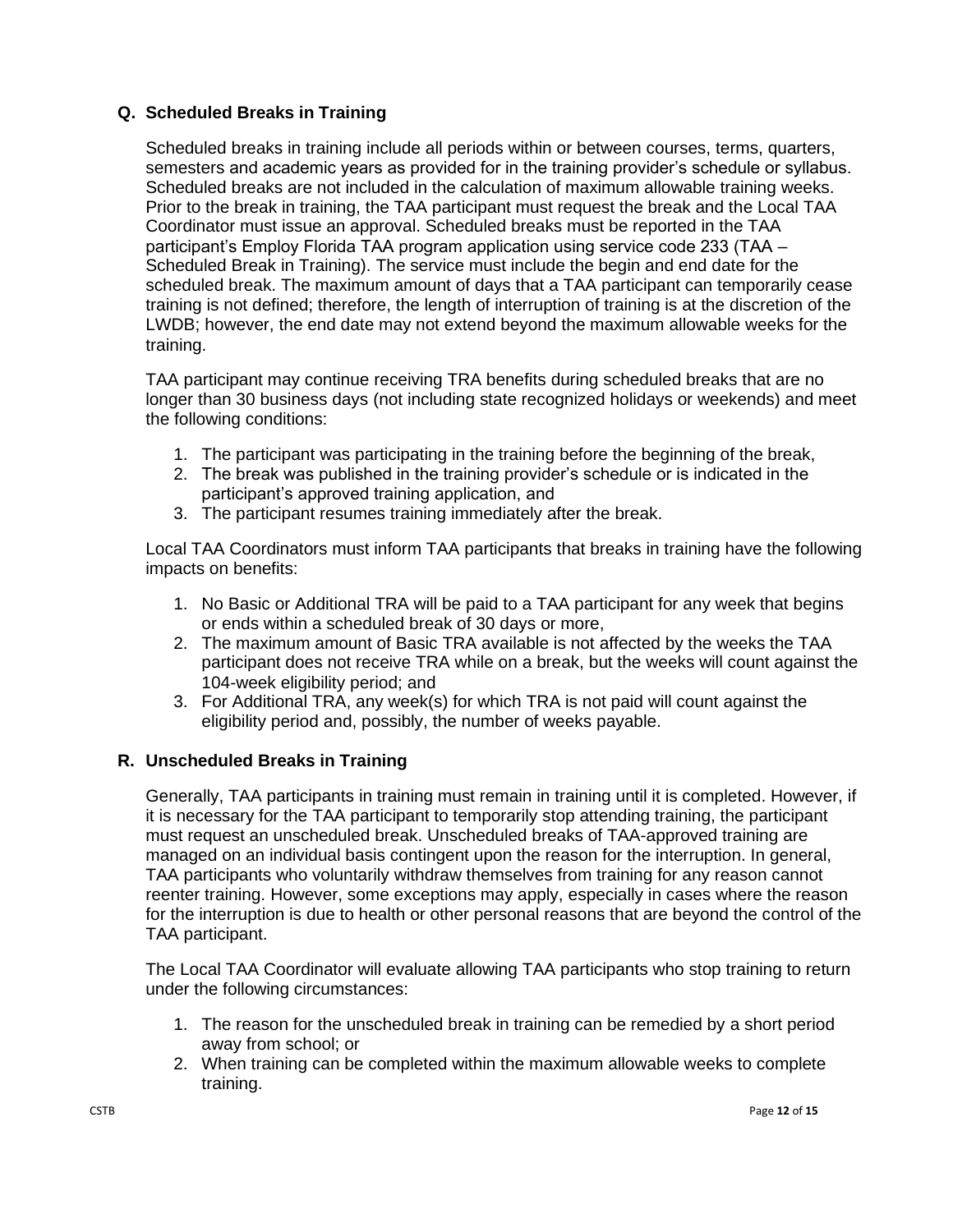### Q. Scheduled Breaks in Training

Scheduled breaks in training include all periods within or between courses, terms, quarters, semesters and academic years as provided for in the training provider's schedule or syllabus. Scheduled breaks are not included in the calculation of maximum allowable training weeks. Prior to the break in training, the TAA participant must request the break and the Local TAA Coordinator must issue an approval. Scheduled breaks must be reported in the TAA participant's Employ Florida TAA program application using service code 233 (TAA – Scheduled Break in Training). The service must include the begin and end date for the scheduled break. The maximum amount of days that a TAA participant can temporarily cease training is not defined; therefore, the length of interruption of training is at the discretion of the LWDB; however, the end date may not extend beyond the maximum allowable weeks for the training.

TAA participant may continue receiving TRA benefits during scheduled breaks that are no longer than 30 business days (not including state recognized holidays or weekends) and meet the following conditions:

1. The participant was participating in the training before the beginning of the break,
2. The break was published in the training provider's schedule or is indicated in the participant's approved training application, and
3. The participant resumes training immediately after the break.

Local TAA Coordinators must inform TAA participants that breaks in training have the following impacts on benefits:

1. No Basic or Additional TRA will be paid to a TAA participant for any week that begins or ends within a scheduled break of 30 days or more,
2. The maximum amount of Basic TRA available is not affected by the weeks the TAA participant does not receive TRA while on a break, but the weeks will count against the 104-week eligibility period; and
3. For Additional TRA, any week(s) for which TRA is not paid will count against the eligibility period and, possibly, the number of weeks payable.

### R. Unscheduled Breaks in Training

Generally, TAA participants in training must remain in training until it is completed. However, if it is necessary for the TAA participant to temporarily stop attending training, the participant must request an unscheduled break. Unscheduled breaks of TAA-approved training are managed on an individual basis contingent upon the reason for the interruption. In general, TAA participants who voluntarily withdraw themselves from training for any reason cannot reenter training. However, some exceptions may apply, especially in cases where the reason for the interruption is due to health or other personal reasons that are beyond the control of the TAA participant.

The Local TAA Coordinator will evaluate allowing TAA participants who stop training to return under the following circumstances:

1. The reason for the unscheduled break in training can be remedied by a short period away from school; or
2. When training can be completed within the maximum allowable weeks to complete training.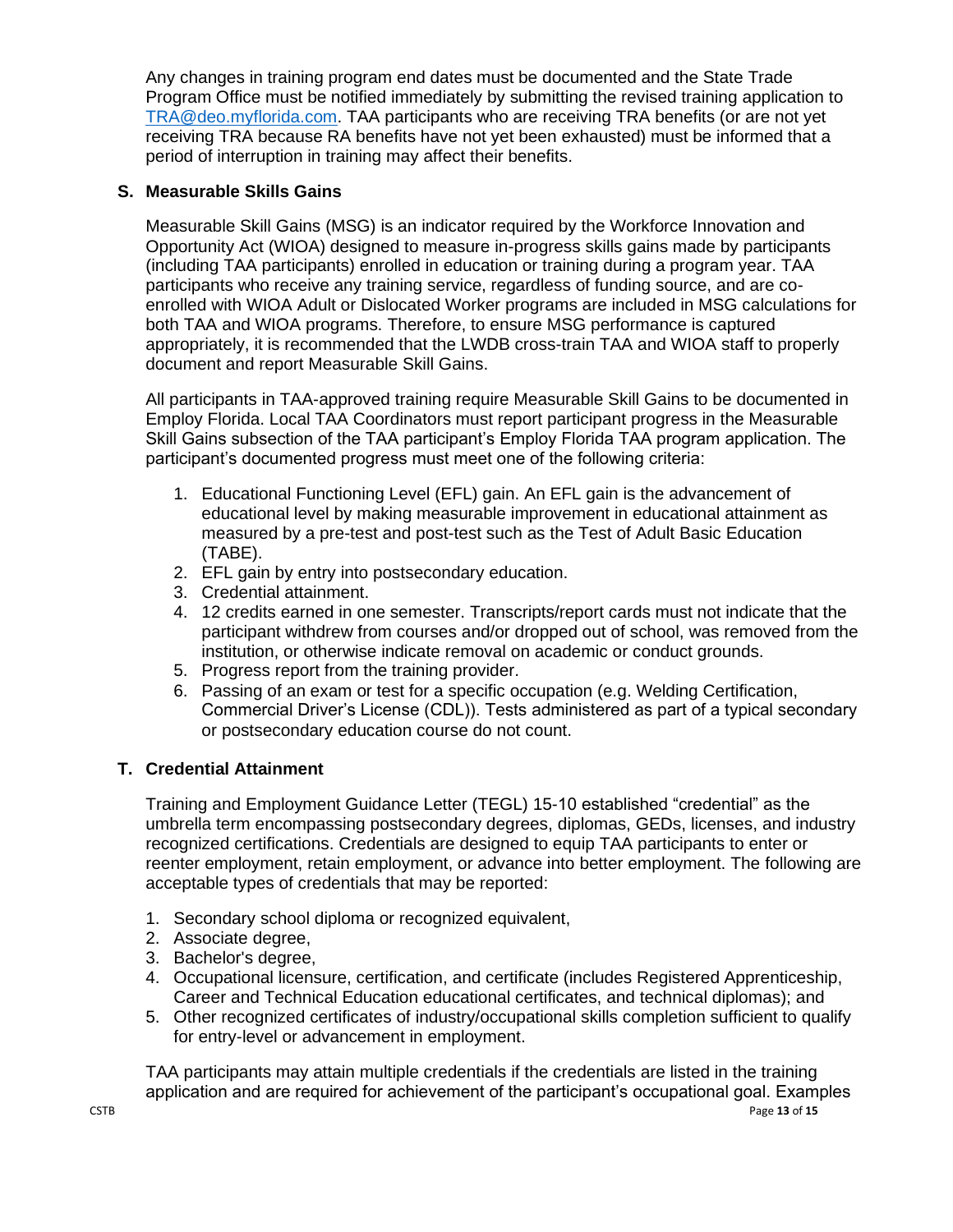Any changes in training program end dates must be documented and the State Trade Program Office must be notified immediately by submitting the revised training application to [TRA@deo.myflorida.com](mailto:TRA@deo.myflorida.com). TAA participants who are receiving TRA benefits (or are not yet receiving TRA because RA benefits have not yet been exhausted) must be informed that a period of interruption in training may affect their benefits.

### S. Measurable Skills Gains

Measurable Skill Gains (MSG) is an indicator required by the Workforce Innovation and Opportunity Act (WIOA) designed to measure in-progress skills gains made by participants (including TAA participants) enrolled in education or training during a program year. TAA participants who receive any training service, regardless of funding source, and are co-enrolled with WIOA Adult or Dislocated Worker programs are included in MSG calculations for both TAA and WIOA programs. Therefore, to ensure MSG performance is captured appropriately, it is recommended that the LWDB cross-train TAA and WIOA staff to properly document and report Measurable Skill Gains.

All participants in TAA-approved training require Measurable Skill Gains to be documented in Employ Florida. Local TAA Coordinators must report participant progress in the Measurable Skill Gains subsection of the TAA participant's Employ Florida TAA program application. The participant's documented progress must meet one of the following criteria:

1. Educational Functioning Level (EFL) gain. An EFL gain is the advancement of educational level by making measurable improvement in educational attainment as measured by a pre-test and post-test such as the Test of Adult Basic Education (TABE).
2. EFL gain by entry into postsecondary education.
3. Credential attainment.
4. 12 credits earned in one semester. Transcripts/report cards must not indicate that the participant withdrew from courses and/or dropped out of school, was removed from the institution, or otherwise indicate removal on academic or conduct grounds.
5. Progress report from the training provider.
6. Passing of an exam or test for a specific occupation (e.g. Welding Certification, Commercial Driver's License (CDL)). Tests administered as part of a typical secondary or postsecondary education course do not count.

### T. Credential Attainment

Training and Employment Guidance Letter (TEGL) 15-10 established "credential" as the umbrella term encompassing postsecondary degrees, diplomas, GEDs, licenses, and industry recognized certifications. Credentials are designed to equip TAA participants to enter or reenter employment, retain employment, or advance into better employment. The following are acceptable types of credentials that may be reported:

1. Secondary school diploma or recognized equivalent,
2. Associate degree,
3. Bachelor's degree,
4. Occupational licensure, certification, and certificate (includes Registered Apprenticeship, Career and Technical Education educational certificates, and technical diplomas); and
5. Other recognized certificates of industry/occupational skills completion sufficient to qualify for entry-level or advancement in employment.

TAA participants may attain multiple credentials if the credentials are listed in the training application and are required for achievement of the participant's occupational goal. Examples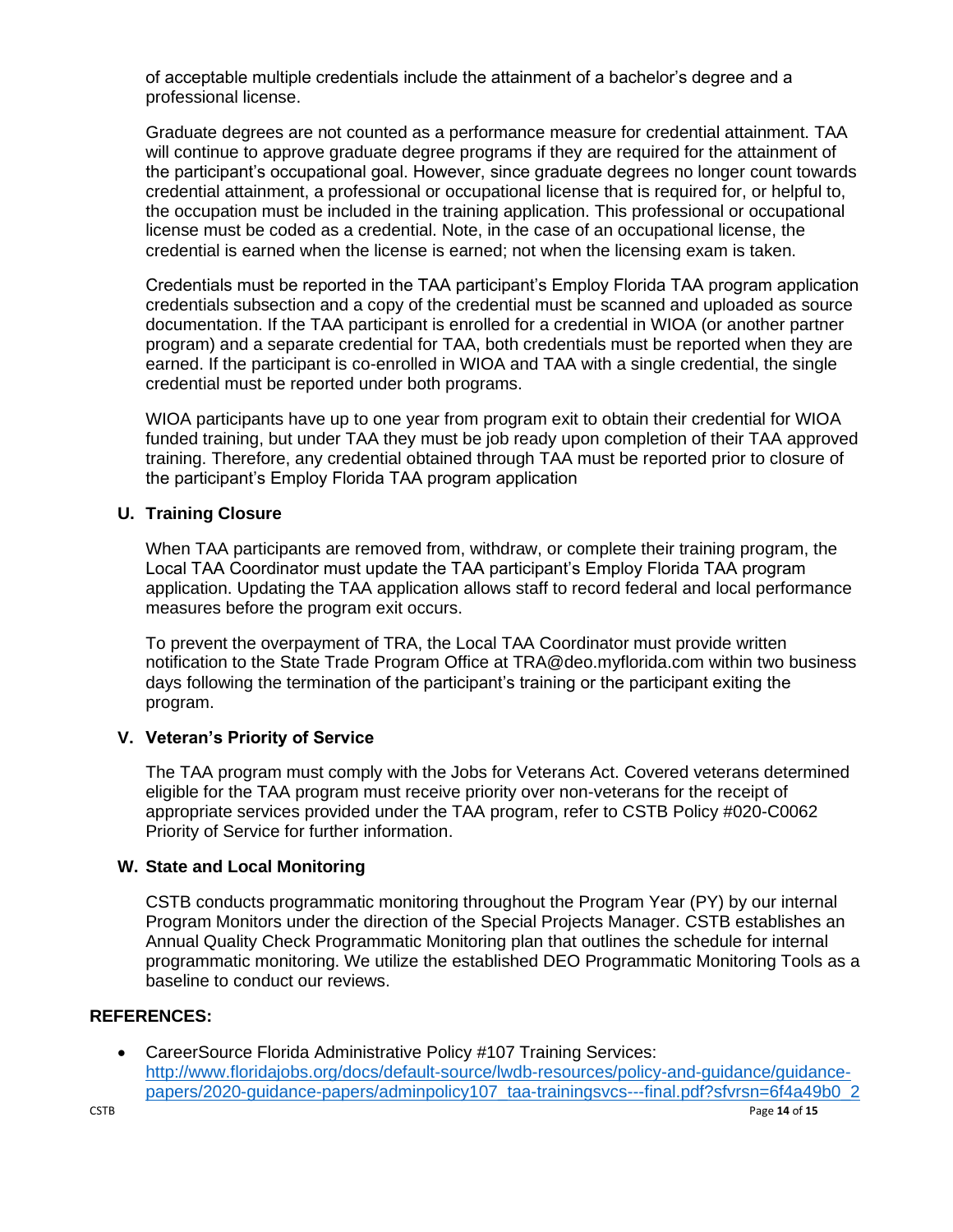of acceptable multiple credentials include the attainment of a bachelor's degree and a professional license.

Graduate degrees are not counted as a performance measure for credential attainment. TAA will continue to approve graduate degree programs if they are required for the attainment of the participant's occupational goal. However, since graduate degrees no longer count towards credential attainment, a professional or occupational license that is required for, or helpful to, the occupation must be included in the training application. This professional or occupational license must be coded as a credential. Note, in the case of an occupational license, the credential is earned when the license is earned; not when the licensing exam is taken.

Credentials must be reported in the TAA participant's Employ Florida TAA program application credentials subsection and a copy of the credential must be scanned and uploaded as source documentation. If the TAA participant is enrolled for a credential in WIOA (or another partner program) and a separate credential for TAA, both credentials must be reported when they are earned. If the participant is co-enrolled in WIOA and TAA with a single credential, the single credential must be reported under both programs.

WIOA participants have up to one year from program exit to obtain their credential for WIOA funded training, but under TAA they must be job ready upon completion of their TAA approved training. Therefore, any credential obtained through TAA must be reported prior to closure of the participant's Employ Florida TAA program application

### U. Training Closure

When TAA participants are removed from, withdraw, or complete their training program, the Local TAA Coordinator must update the TAA participant's Employ Florida TAA program application. Updating the TAA application allows staff to record federal and local performance measures before the program exit occurs.

To prevent the overpayment of TRA, the Local TAA Coordinator must provide written notification to the State Trade Program Office at TRA@deo.myflorida.com within two business days following the termination of the participant's training or the participant exiting the program.

### V. Veteran's Priority of Service

The TAA program must comply with the Jobs for Veterans Act. Covered veterans determined eligible for the TAA program must receive priority over non-veterans for the receipt of appropriate services provided under the TAA program, refer to CSTB Policy #020-C0062 Priority of Service for further information.

### W. State and Local Monitoring

CSTB conducts programmatic monitoring throughout the Program Year (PY) by our internal Program Monitors under the direction of the Special Projects Manager. CSTB establishes an Annual Quality Check Programmatic Monitoring plan that outlines the schedule for internal programmatic monitoring. We utilize the established DEO Programmatic Monitoring Tools as a baseline to conduct our reviews.

## REFERENCES:

- CareerSource Florida Administrative Policy #107 Training Services: http://www.floridajobs.org/docs/default-source/lwdb-resources/policy-and-guidance/guidance-papers/2020-guidance-papers/adminpolicy107_taa-trainingsvcs---final.pdf?sfvrsn=6f4a49b0_2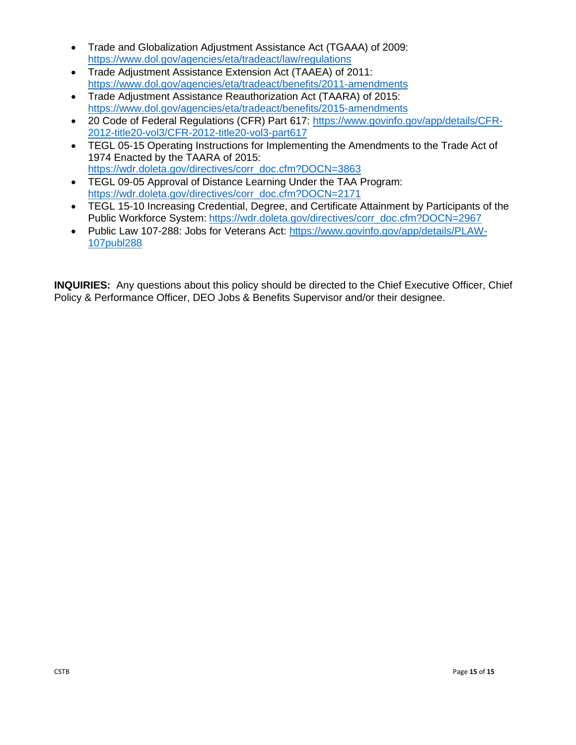- Trade and Globalization Adjustment Assistance Act (TGAAA) of 2009: https://www.dol.gov/agencies/eta/tradeact/law/regulations
- Trade Adjustment Assistance Extension Act (TAAEA) of 2011: https://www.dol.gov/agencies/eta/tradeact/benefits/2011-amendments
- Trade Adjustment Assistance Reauthorization Act (TAARA) of 2015: https://www.dol.gov/agencies/eta/tradeact/benefits/2015-amendments
- 20 Code of Federal Regulations (CFR) Part 617: https://www.govinfo.gov/app/details/CFR-2012-title20-vol3/CFR-2012-title20-vol3-part617
- TEGL 05-15 Operating Instructions for Implementing the Amendments to the Trade Act of 1974 Enacted by the TAARA of 2015: https://wdr.doleta.gov/directives/corr_doc.cfm?DOCN=3863
- TEGL 09-05 Approval of Distance Learning Under the TAA Program: https://wdr.doleta.gov/directives/corr_doc.cfm?DOCN=2171
- TEGL 15-10 Increasing Credential, Degree, and Certificate Attainment by Participants of the Public Workforce System: https://wdr.doleta.gov/directives/corr_doc.cfm?DOCN=2967
- Public Law 107-288: Jobs for Veterans Act: https://www.govinfo.gov/app/details/PLAW-107publ288

**INQUIRIES:** Any questions about this policy should be directed to the Chief Executive Officer, Chief Policy & Performance Officer, DEO Jobs & Benefits Supervisor and/or their designee.